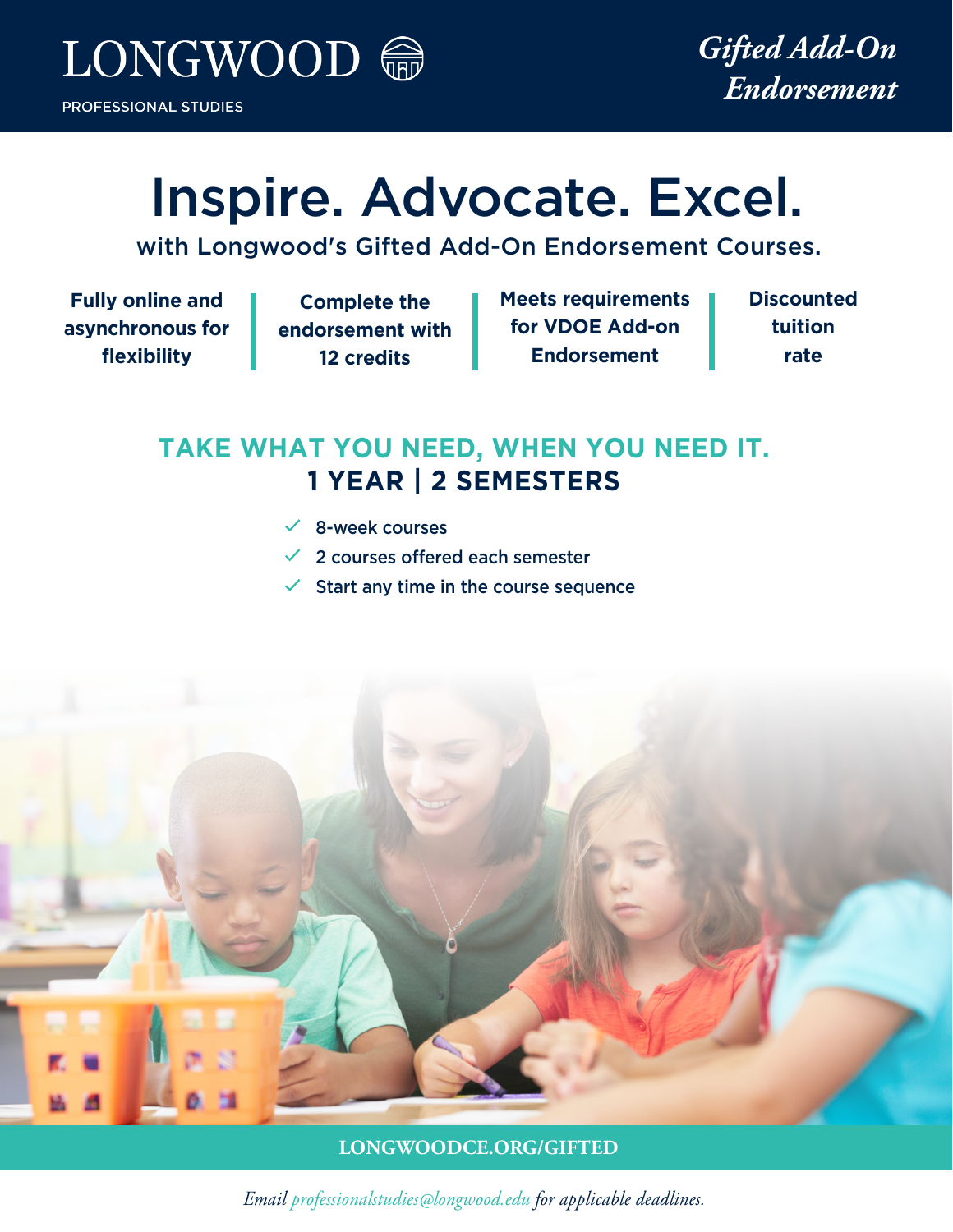LONGWOOD

PROFESSIONAL STUDIES

*Gifted Add-On Endorsement*

# Inspire. Advocate. Excel.

with Longwood's Gifted Add-On Endorsement Courses.

**Fully online and asynchronous for flexibility**

**Complete the endorsement with 12 credits**

**Meets requirements for VDOE Add-on Endorsement**

**Discounted tuition rate**

## TAKE WHAT YOU NEED, WHEN YOU NEED IT.

## 1 YEAR | 2 SEMESTERS

- 8-week courses
- 2 courses offered each semester
- Start any time in the course sequence

**LONGWOODCE.ORG/GIFTED**

*Email professionalstudies@longwood.edu for applicable deadlines.*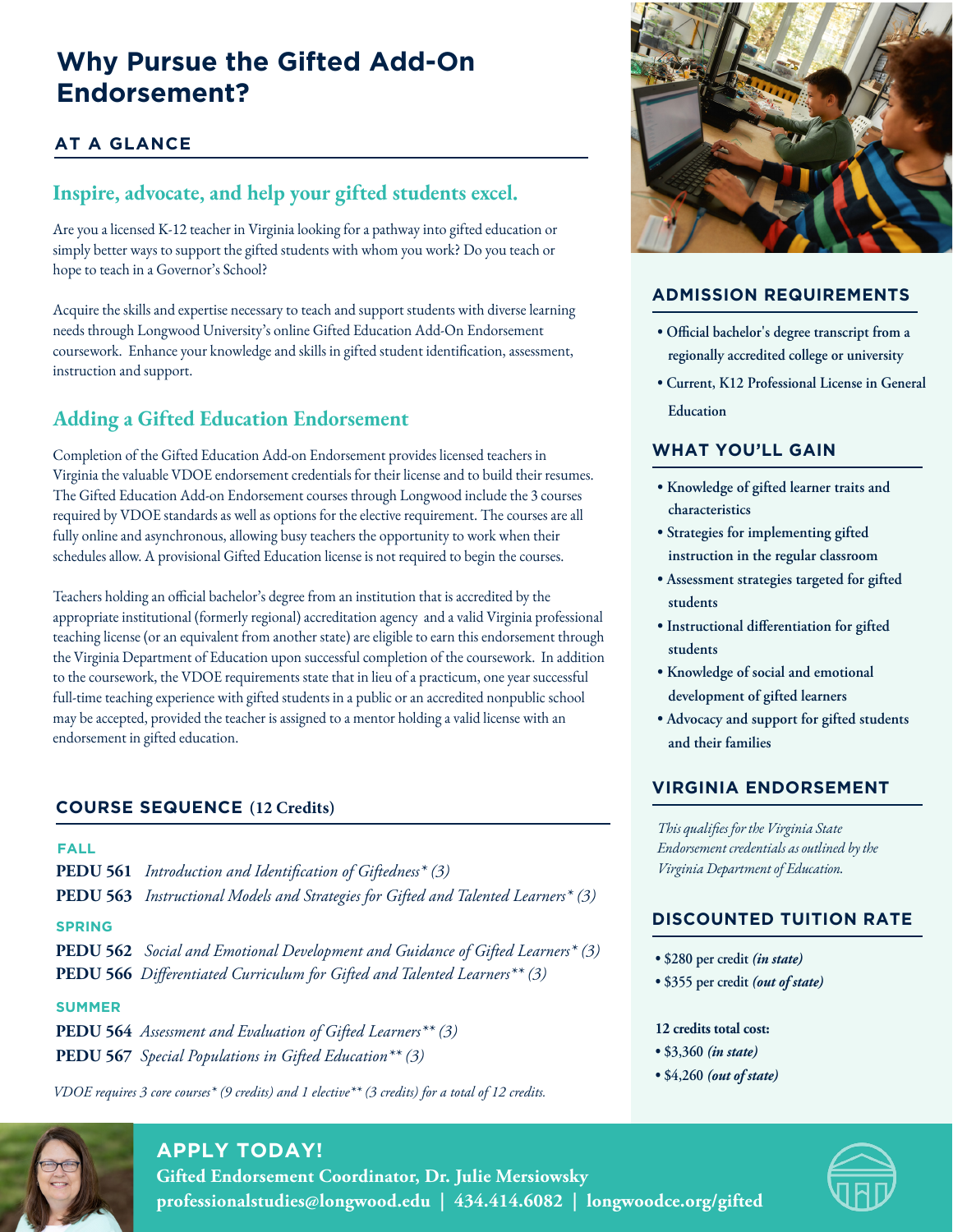# Why Pursue the Gifted Add-On Endorsement?

## AT A GLANCE

### Inspire, advocate, and help your gifted students excel.

Are you a licensed K-12 teacher in Virginia looking for a pathway into gifted education or simply better ways to support the gifted students with whom you work? Do you teach or hope to teach in a Governor's School?

Acquire the skills and expertise necessary to teach and support students with diverse learning needs through Longwood University's online Gifted Education Add-On Endorsement coursework. Enhance your knowledge and skills in gifted student identification, assessment, instruction and support.

### Adding a Gifted Education Endorsement

Completion of the Gifted Education Add-on Endorsement provides licensed teachers in Virginia the valuable VDOE endorsement credentials for their license and to build their resumes. The Gifted Education Add-on Endorsement courses through Longwood include the 3 courses required by VDOE standards as well as options for the elective requirement. The courses are all fully online and asynchronous, allowing busy teachers the opportunity to work when their schedules allow. A provisional Gifted Education license is not required to begin the courses.

Teachers holding an official bachelor's degree from an institution that is accredited by the appropriate institutional (formerly regional) accreditation agency and a valid Virginia professional teaching license (or an equivalent from another state) are eligible to earn this endorsement through the Virginia Department of Education upon successful completion of the coursework. In addition to the coursework, the VDOE requirements state that in lieu of a practicum, one year successful full-time teaching experience with gifted students in a public or an accredited nonpublic school may be accepted, provided the teacher is assigned to a mentor holding a valid license with an endorsement in gifted education.

## COURSE SEQUENCE (12 Credits)

**FALL**

**PEDU 561** *Introduction and Identification of Giftedness* (3)*

**PEDU 563** *Instructional Models and Strategies for Gifted and Talented Learners* (3)*

**SPRING**

**PEDU 562** *Social and Emotional Development and Guidance of Gifted Learners* (3)*

**PEDU 566** *Differentiated Curriculum for Gifted and Talented Learners** (3)*

**SUMMER**

**PEDU 564** *Assessment and Evaluation of Gifted Learners** (3)*

**PEDU 567** *Special Populations in Gifted Education** (3)*

*VDOE requires 3 core courses* (9 credits) and 1 elective** (3 credits) for a total of 12 credits.*

## ADMISSION REQUIREMENTS

- **Official bachelor's degree transcript from a regionally accredited college or university**
- **Current, K12 Professional License in General Education**

## WHAT YOU'LL GAIN

- **Knowledge of gifted learner traits and characteristics**
- **Strategies for implementing gifted instruction in the regular classroom**
- **Assessment strategies targeted for gifted students**
- **Instructional differentiation for gifted students**
- **Knowledge of social and emotional development of gifted learners**
- **Advocacy and support for gifted students and their families**

## VIRGINIA ENDORSEMENT

*This qualifies for the Virginia State Endorsement credentials as outlined by the Virginia Department of Education.*

## DISCOUNTED TUITION RATE

- **$280 per credit *(in state)***
- **$355 per credit *(out of state)***

**12 credits total cost:**

- **$3,360 *(in state)***
- **$4,260 *(out of state)***

## APPLY TODAY!

**Gifted Endorsement Coordinator, Dr. Julie Mersiowsky**

**professionalstudies@longwood.edu | 434.414.6082 | longwoodce.org/gifted**